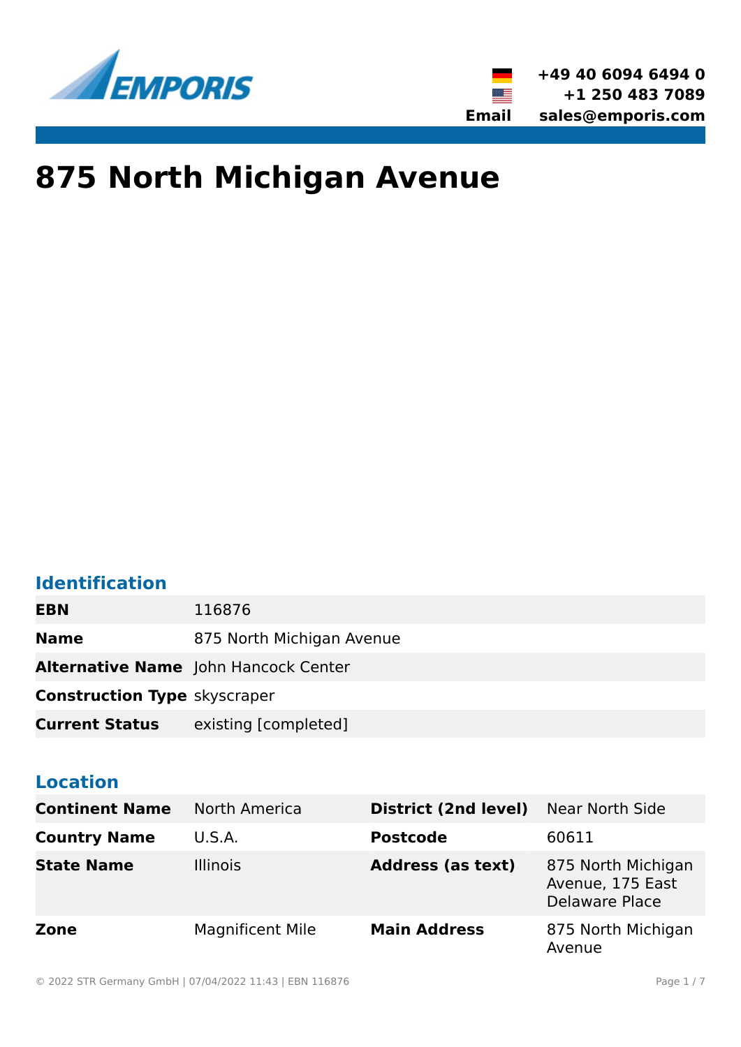EMPORIS

+49 40 6094 6494 0
+1 250 483 7089
**Email** sales@emporis.com

# 875 North Michigan Avenue

## Identification

| | |
|---|---|
| **EBN** | 116876 |
| **Name** | 875 North Michigan Avenue |
| **Alternative Name** | John Hancock Center |
| **Construction Type** | skyscraper |
| **Current Status** | existing [completed] |

## Location

| | | | |
|---|---|---|---|
| **Continent Name** | North America | **District (2nd level)** | Near North Side |
| **Country Name** | U.S.A. | **Postcode** | 60611 |
| **State Name** | Illinois | **Address (as text)** | 875 North Michigan Avenue, 175 East Delaware Place |
| **Zone** | Magnificent Mile | **Main Address** | 875 North Michigan Avenue |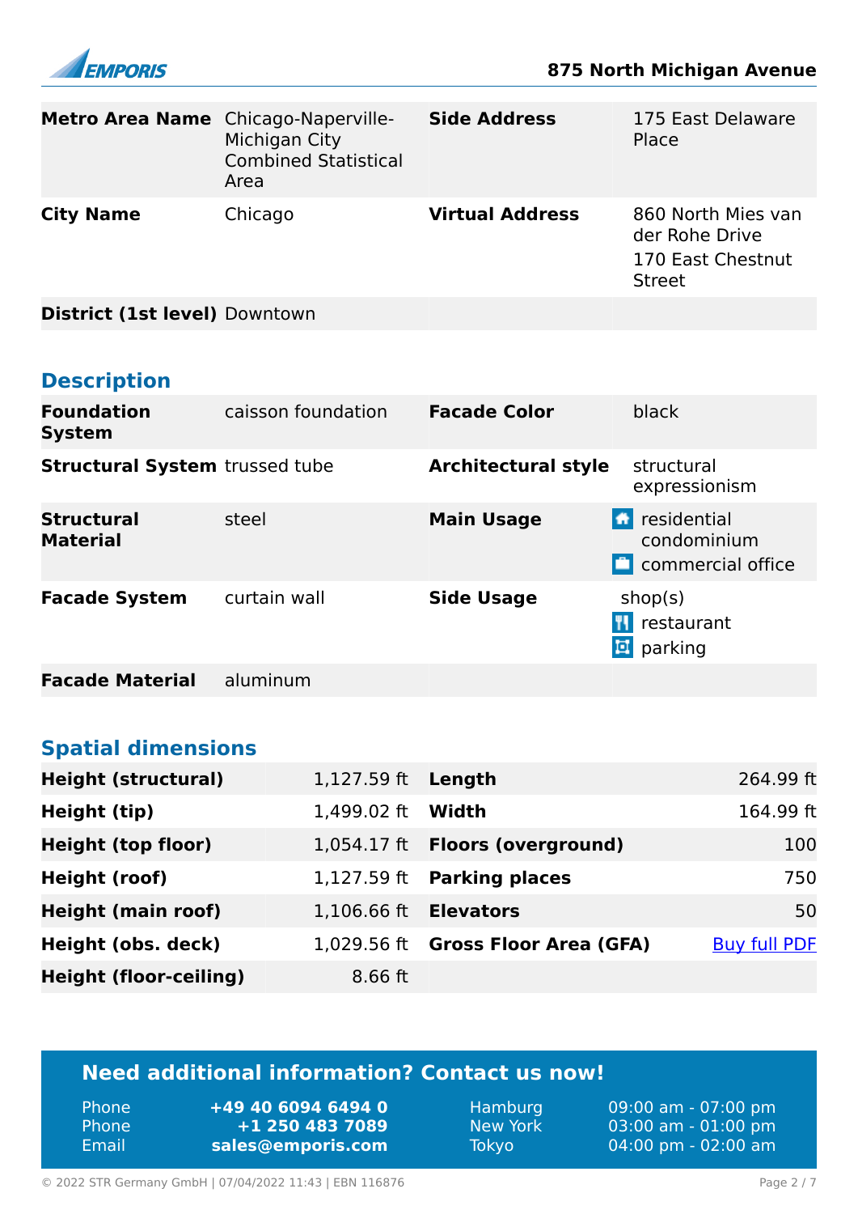| Metro Area Name | Chicago-Naperville-Michigan City Combined Statistical Area | Side Address | 175 East Delaware Place |
|---|---|---|---|
| City Name | Chicago | Virtual Address | 860 North Mies van der Rohe Drive<br>170 East Chestnut Street |
| District (1st level) | Downtown | | |

## Description

| Foundation System | caisson foundation | Facade Color | black |
|---|---|---|---|
| Structural System | trussed tube | Architectural style | structural expressionism |
| Structural Material | steel | Main Usage | residential condominium<br>commercial office |
| Facade System | curtain wall | Side Usage | shop(s)<br>restaurant<br>parking |
| Facade Material | aluminum | | |

## Spatial dimensions

| Height (structural) | 1,127.59 ft | Length | 264.99 ft |
|---|---|---|---|
| Height (tip) | 1,499.02 ft | Width | 164.99 ft |
| Height (top floor) | 1,054.17 ft | Floors (overground) | 100 |
| Height (roof) | 1,127.59 ft | Parking places | 750 |
| Height (main roof) | 1,106.66 ft | Elevators | 50 |
| Height (obs. deck) | 1,029.56 ft | Gross Floor Area (GFA) | Buy full PDF |
| Height (floor-ceiling) | 8.66 ft | | |

## Need additional information? Contact us now!

| | | | |
|---|---|---|---|
| Phone | +49 40 6094 6494 0 | Hamburg | 09:00 am - 07:00 pm |
| Phone | +1 250 483 7089 | New York | 03:00 am - 01:00 pm |
| Email | sales@emporis.com | Tokyo | 04:00 pm - 02:00 am |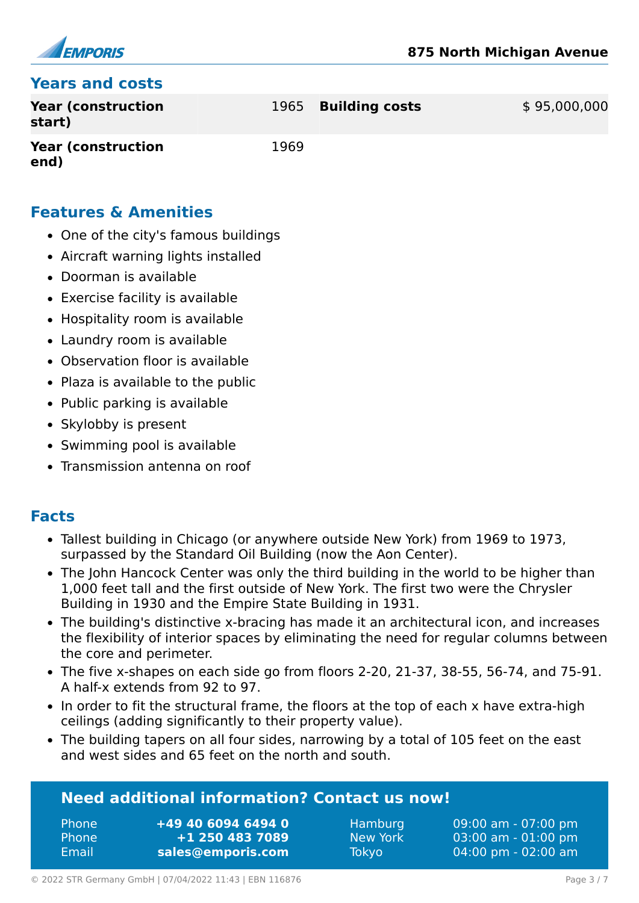## Years and costs

| Year (construction start) | 1965 | Building costs | $ 95,000,000 |
|---|---|---|---|
| Year (construction end) | 1969 | | |

## Features & Amenities

- One of the city's famous buildings
- Aircraft warning lights installed
- Doorman is available
- Exercise facility is available
- Hospitality room is available
- Laundry room is available
- Observation floor is available
- Plaza is available to the public
- Public parking is available
- Skylobby is present
- Swimming pool is available
- Transmission antenna on roof

## Facts

- Tallest building in Chicago (or anywhere outside New York) from 1969 to 1973, surpassed by the Standard Oil Building (now the Aon Center).
- The John Hancock Center was only the third building in the world to be higher than 1,000 feet tall and the first outside of New York. The first two were the Chrysler Building in 1930 and the Empire State Building in 1931.
- The building's distinctive x-bracing has made it an architectural icon, and increases the flexibility of interior spaces by eliminating the need for regular columns between the core and perimeter.
- The five x-shapes on each side go from floors 2-20, 21-37, 38-55, 56-74, and 75-91. A half-x extends from 92 to 97.
- In order to fit the structural frame, the floors at the top of each x have extra-high ceilings (adding significantly to their property value).
- The building tapers on all four sides, narrowing by a total of 105 feet on the east and west sides and 65 feet on the north and south.

**Need additional information? Contact us now!**

| | | | |
|---|---|---|---|
| Phone | **+49 40 6094 6494 0** | Hamburg | 09:00 am - 07:00 pm |
| Phone | **+1 250 483 7089** | New York | 03:00 am - 01:00 pm |
| Email | **sales@emporis.com** | Tokyo | 04:00 pm - 02:00 am |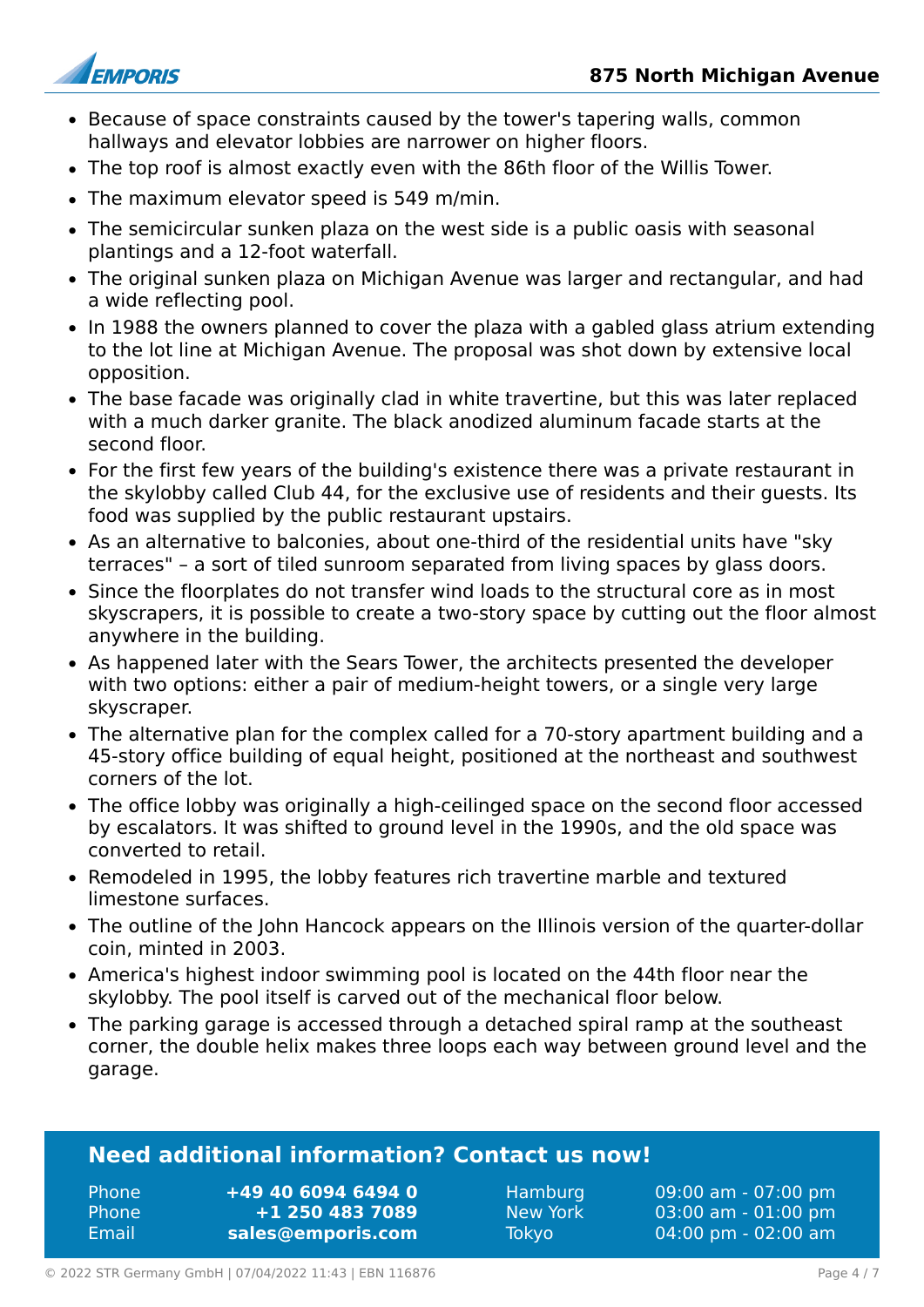- Because of space constraints caused by the tower's tapering walls, common hallways and elevator lobbies are narrower on higher floors.
- The top roof is almost exactly even with the 86th floor of the Willis Tower.
- The maximum elevator speed is 549 m/min.
- The semicircular sunken plaza on the west side is a public oasis with seasonal plantings and a 12-foot waterfall.
- The original sunken plaza on Michigan Avenue was larger and rectangular, and had a wide reflecting pool.
- In 1988 the owners planned to cover the plaza with a gabled glass atrium extending to the lot line at Michigan Avenue. The proposal was shot down by extensive local opposition.
- The base facade was originally clad in white travertine, but this was later replaced with a much darker granite. The black anodized aluminum facade starts at the second floor.
- For the first few years of the building's existence there was a private restaurant in the skylobby called Club 44, for the exclusive use of residents and their guests. Its food was supplied by the public restaurant upstairs.
- As an alternative to balconies, about one-third of the residential units have "sky terraces" – a sort of tiled sunroom separated from living spaces by glass doors.
- Since the floorplates do not transfer wind loads to the structural core as in most skyscrapers, it is possible to create a two-story space by cutting out the floor almost anywhere in the building.
- As happened later with the Sears Tower, the architects presented the developer with two options: either a pair of medium-height towers, or a single very large skyscraper.
- The alternative plan for the complex called for a 70-story apartment building and a 45-story office building of equal height, positioned at the northeast and southwest corners of the lot.
- The office lobby was originally a high-ceilinged space on the second floor accessed by escalators. It was shifted to ground level in the 1990s, and the old space was converted to retail.
- Remodeled in 1995, the lobby features rich travertine marble and textured limestone surfaces.
- The outline of the John Hancock appears on the Illinois version of the quarter-dollar coin, minted in 2003.
- America's highest indoor swimming pool is located on the 44th floor near the skylobby. The pool itself is carved out of the mechanical floor below.
- The parking garage is accessed through a detached spiral ramp at the southeast corner, the double helix makes three loops each way between ground level and the garage.

## Need additional information? Contact us now!

| | | | |
|---|---|---|---|
| Phone | **+49 40 6094 6494 0** | Hamburg | 09:00 am - 07:00 pm |
| Phone | **+1 250 483 7089** | New York | 03:00 am - 01:00 pm |
| Email | **sales@emporis.com** | Tokyo | 04:00 pm - 02:00 am |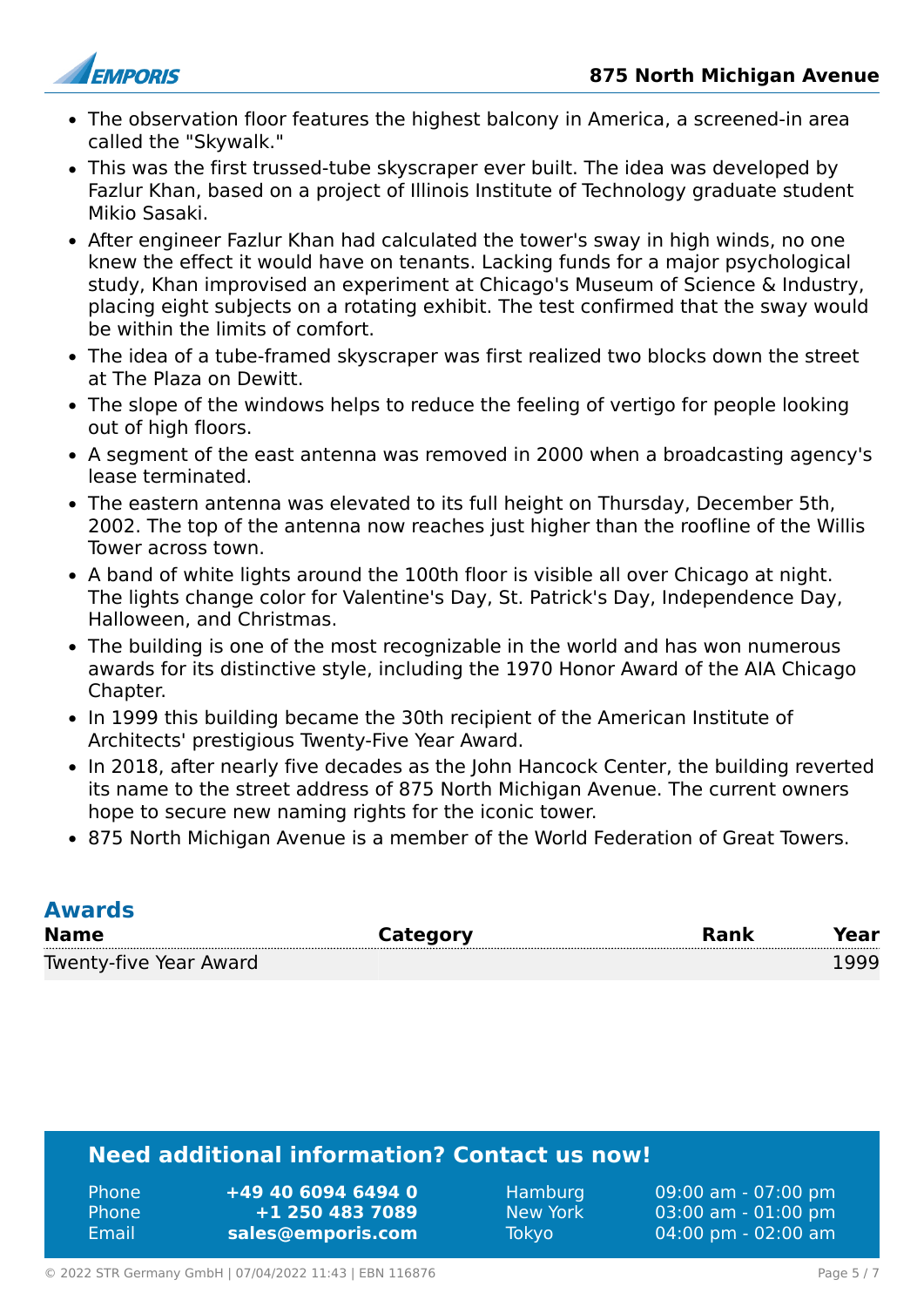- The observation floor features the highest balcony in America, a screened-in area called the "Skywalk."
- This was the first trussed-tube skyscraper ever built. The idea was developed by Fazlur Khan, based on a project of Illinois Institute of Technology graduate student Mikio Sasaki.
- After engineer Fazlur Khan had calculated the tower's sway in high winds, no one knew the effect it would have on tenants. Lacking funds for a major psychological study, Khan improvised an experiment at Chicago's Museum of Science & Industry, placing eight subjects on a rotating exhibit. The test confirmed that the sway would be within the limits of comfort.
- The idea of a tube-framed skyscraper was first realized two blocks down the street at The Plaza on Dewitt.
- The slope of the windows helps to reduce the feeling of vertigo for people looking out of high floors.
- A segment of the east antenna was removed in 2000 when a broadcasting agency's lease terminated.
- The eastern antenna was elevated to its full height on Thursday, December 5th, 2002. The top of the antenna now reaches just higher than the roofline of the Willis Tower across town.
- A band of white lights around the 100th floor is visible all over Chicago at night. The lights change color for Valentine's Day, St. Patrick's Day, Independence Day, Halloween, and Christmas.
- The building is one of the most recognizable in the world and has won numerous awards for its distinctive style, including the 1970 Honor Award of the AIA Chicago Chapter.
- In 1999 this building became the 30th recipient of the American Institute of Architects' prestigious Twenty-Five Year Award.
- In 2018, after nearly five decades as the John Hancock Center, the building reverted its name to the street address of 875 North Michigan Avenue. The current owners hope to secure new naming rights for the iconic tower.
- 875 North Michigan Avenue is a member of the World Federation of Great Towers.

## Awards

| Name | Category | Rank | Year |
|---|---|---|---|
| Twenty-five Year Award | | | 1999 |

## Need additional information? Contact us now!

| | | | |
|---|---|---|---|
| Phone | **+49 40 6094 6494 0** | Hamburg | 09:00 am - 07:00 pm |
| Phone | **+1 250 483 7089** | New York | 03:00 am - 01:00 pm |
| Email | **sales@emporis.com** | Tokyo | 04:00 pm - 02:00 am |

© 2022 STR Germany GmbH | 07/04/2022 11:43 | EBN 116876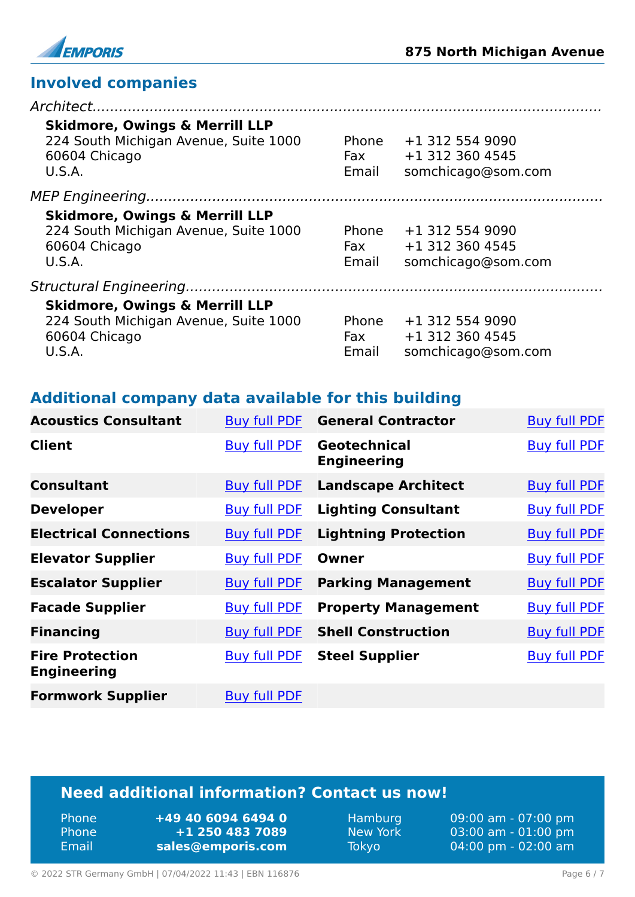## Involved companies

*Architect*

**Skidmore, Owings & Merrill LLP**
224 South Michigan Avenue, Suite 1000
60604 Chicago
U.S.A.

Phone +1 312 554 9090
Fax +1 312 360 4545
Email somchicago@som.com

*MEP Engineering*

**Skidmore, Owings & Merrill LLP**
224 South Michigan Avenue, Suite 1000
60604 Chicago
U.S.A.

Phone +1 312 554 9090
Fax +1 312 360 4545
Email somchicago@som.com

*Structural Engineering*

**Skidmore, Owings & Merrill LLP**
224 South Michigan Avenue, Suite 1000
60604 Chicago
U.S.A.

Phone +1 312 554 9090
Fax +1 312 360 4545
Email somchicago@som.com

## Additional company data available for this building

| | | | |
|---|---|---|---|
| **Acoustics Consultant** | Buy full PDF | **General Contractor** | Buy full PDF |
| **Client** | Buy full PDF | **Geotechnical Engineering** | Buy full PDF |
| **Consultant** | Buy full PDF | **Landscape Architect** | Buy full PDF |
| **Developer** | Buy full PDF | **Lighting Consultant** | Buy full PDF |
| **Electrical Connections** | Buy full PDF | **Lightning Protection** | Buy full PDF |
| **Elevator Supplier** | Buy full PDF | **Owner** | Buy full PDF |
| **Escalator Supplier** | Buy full PDF | **Parking Management** | Buy full PDF |
| **Facade Supplier** | Buy full PDF | **Property Management** | Buy full PDF |
| **Financing** | Buy full PDF | **Shell Construction** | Buy full PDF |
| **Fire Protection Engineering** | Buy full PDF | **Steel Supplier** | Buy full PDF |
| **Formwork Supplier** | Buy full PDF | | |

## Need additional information? Contact us now!

| | | | |
|---|---|---|---|
| Phone | **+49 40 6094 6494 0** | Hamburg | 09:00 am - 07:00 pm |
| Phone | **+1 250 483 7089** | New York | 03:00 am - 01:00 pm |
| Email | **sales@emporis.com** | Tokyo | 04:00 pm - 02:00 am |

© 2022 STR Germany GmbH | 07/04/2022 11:43 | EBN 116876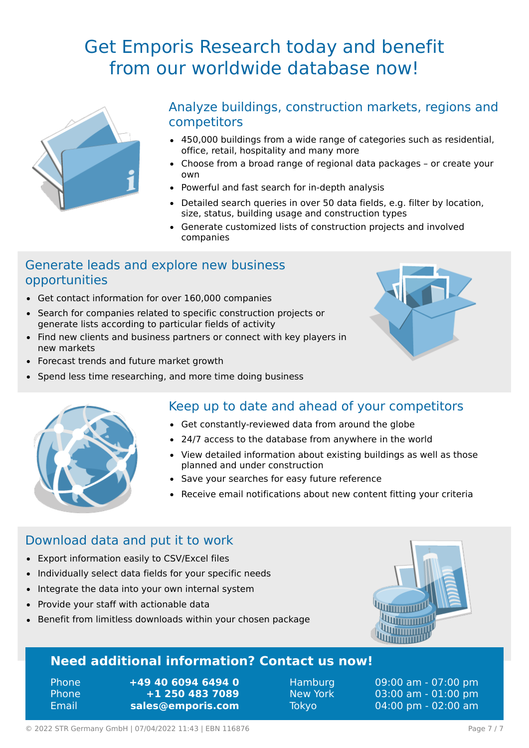# Get Emporis Research today and benefit from our worldwide database now!

## Analyze buildings, construction markets, regions and competitors

- 450,000 buildings from a wide range of categories such as residential, office, retail, hospitality and many more
- Choose from a broad range of regional data packages – or create your own
- Powerful and fast search for in-depth analysis
- Detailed search queries in over 50 data fields, e.g. filter by location, size, status, building usage and construction types
- Generate customized lists of construction projects and involved companies

## Generate leads and explore new business opportunities

- Get contact information for over 160,000 companies
- Search for companies related to specific construction projects or generate lists according to particular fields of activity
- Find new clients and business partners or connect with key players in new markets
- Forecast trends and future market growth
- Spend less time researching, and more time doing business

## Keep up to date and ahead of your competitors

- Get constantly-reviewed data from around the globe
- 24/7 access to the database from anywhere in the world
- View detailed information about existing buildings as well as those planned and under construction
- Save your searches for easy future reference
- Receive email notifications about new content fitting your criteria

## Download data and put it to work

- Export information easily to CSV/Excel files
- Individually select data fields for your specific needs
- Integrate the data into your own internal system
- Provide your staff with actionable data
- Benefit from limitless downloads within your chosen package

**Need additional information? Contact us now!**

| | | | |
|---|---|---|---|
| Phone | **+49 40 6094 6494 0** | Hamburg | 09:00 am - 07:00 pm |
| Phone | **+1 250 483 7089** | New York | 03:00 am - 01:00 pm |
| Email | **sales@emporis.com** | Tokyo | 04:00 pm - 02:00 am |

© 2022 STR Germany GmbH | 07/04/2022 11:43 | EBN 116876